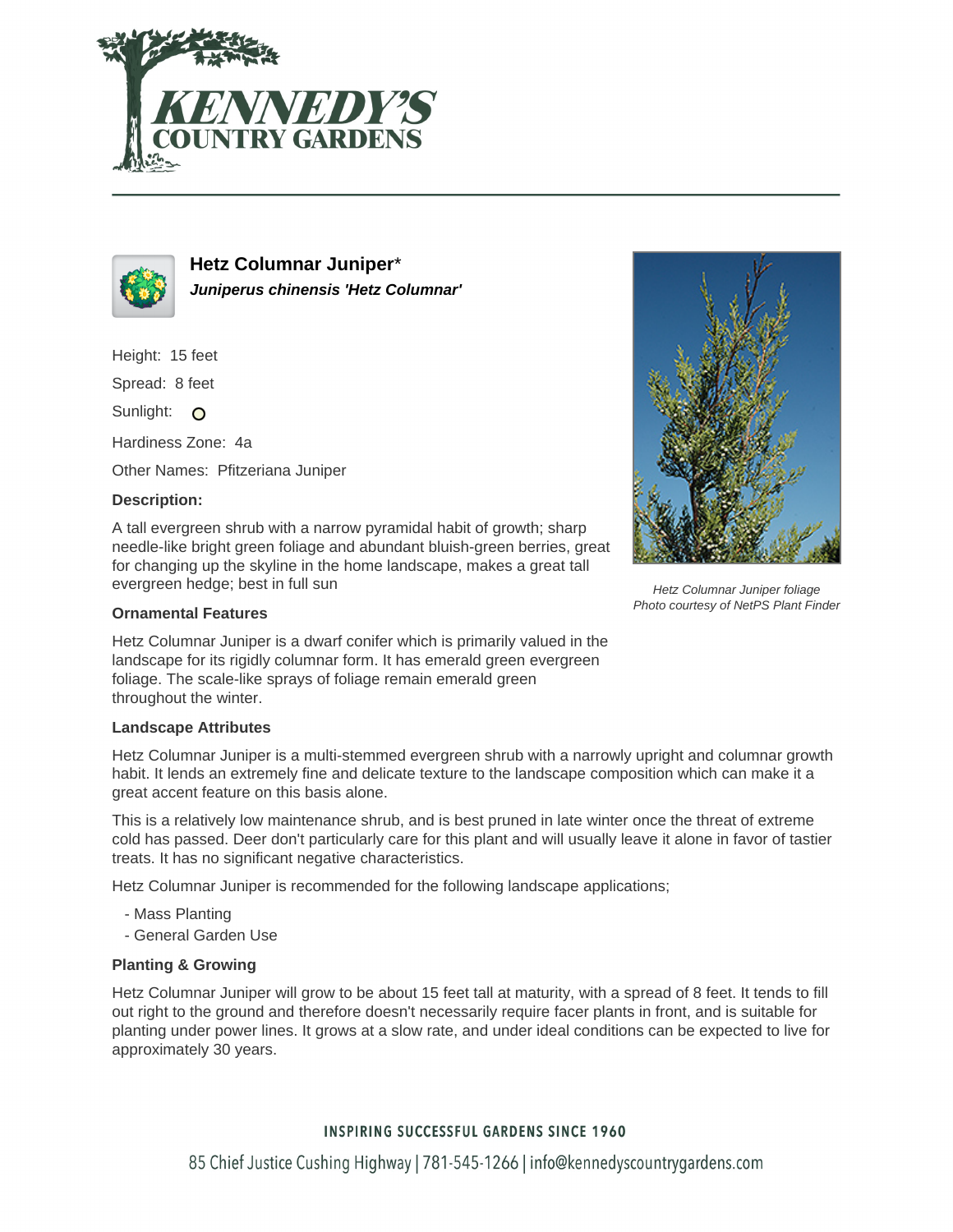# Hetz Columnar Juniper*

***Juniperus chinensis 'Hetz Columnar'***

Height: 15 feet

Spread: 8 feet

Sunlight:

Hardiness Zone: 4a

Other Names: Pfitzeriana Juniper

**Description:**

A tall evergreen shrub with a narrow pyramidal habit of growth; sharp needle-like bright green foliage and abundant bluish-green berries, great for changing up the skyline in the home landscape, makes a great tall evergreen hedge; best in full sun

*Hetz Columnar Juniper foliage*
*Photo courtesy of NetPS Plant Finder*

### Ornamental Features

Hetz Columnar Juniper is a dwarf conifer which is primarily valued in the landscape for its rigidly columnar form. It has emerald green evergreen foliage. The scale-like sprays of foliage remain emerald green throughout the winter.

### Landscape Attributes

Hetz Columnar Juniper is a multi-stemmed evergreen shrub with a narrowly upright and columnar growth habit. It lends an extremely fine and delicate texture to the landscape composition which can make it a great accent feature on this basis alone.

This is a relatively low maintenance shrub, and is best pruned in late winter once the threat of extreme cold has passed. Deer don't particularly care for this plant and will usually leave it alone in favor of tastier treats. It has no significant negative characteristics.

Hetz Columnar Juniper is recommended for the following landscape applications;

- Mass Planting
- General Garden Use

### Planting & Growing

Hetz Columnar Juniper will grow to be about 15 feet tall at maturity, with a spread of 8 feet. It tends to fill out right to the ground and therefore doesn't necessarily require facer plants in front, and is suitable for planting under power lines. It grows at a slow rate, and under ideal conditions can be expected to live for approximately 30 years.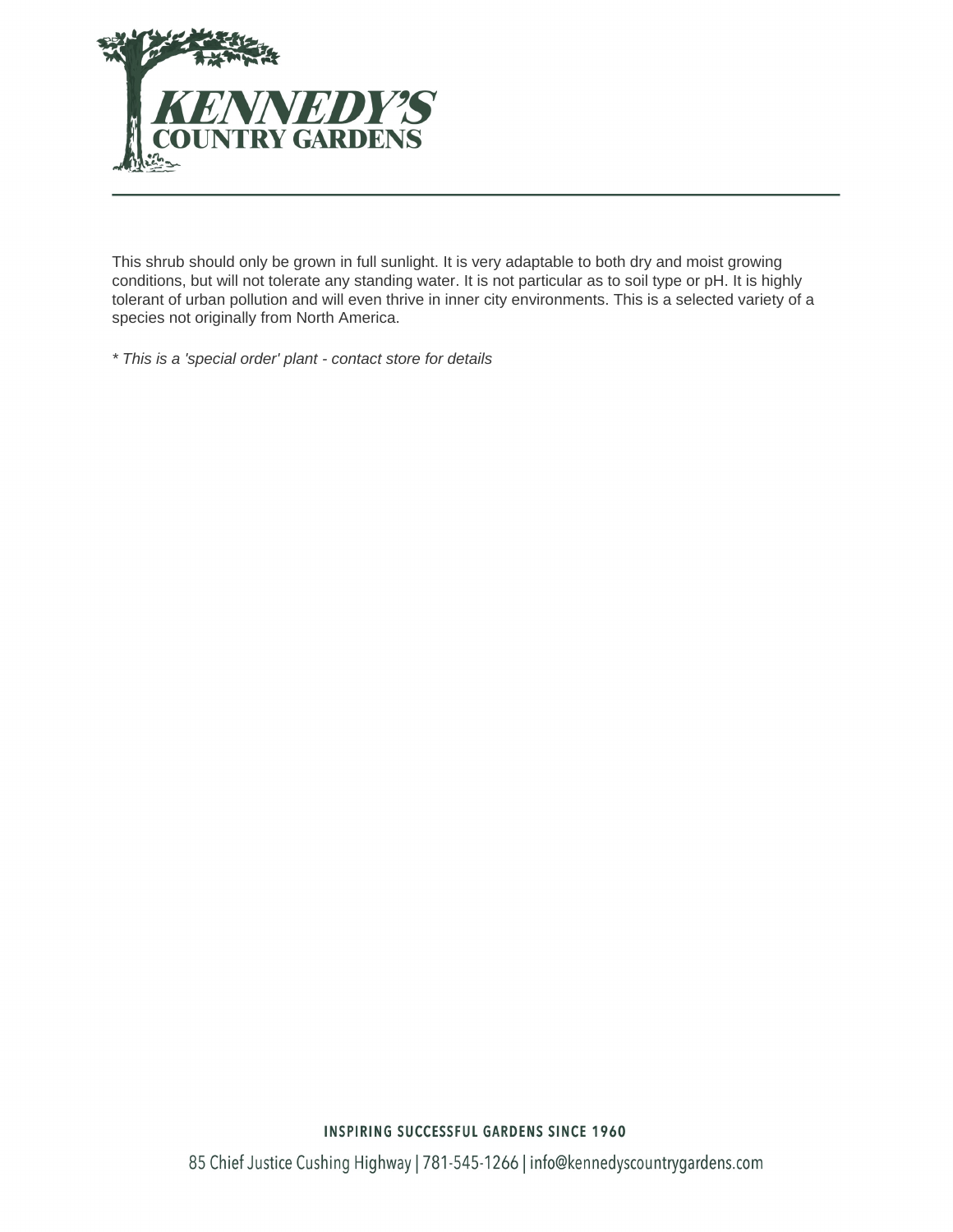This shrub should only be grown in full sunlight. It is very adaptable to both dry and moist growing conditions, but will not tolerate any standing water. It is not particular as to soil type or pH. It is highly tolerant of urban pollution and will even thrive in inner city environments. This is a selected variety of a species not originally from North America.

*\* This is a 'special order' plant - contact store for details*